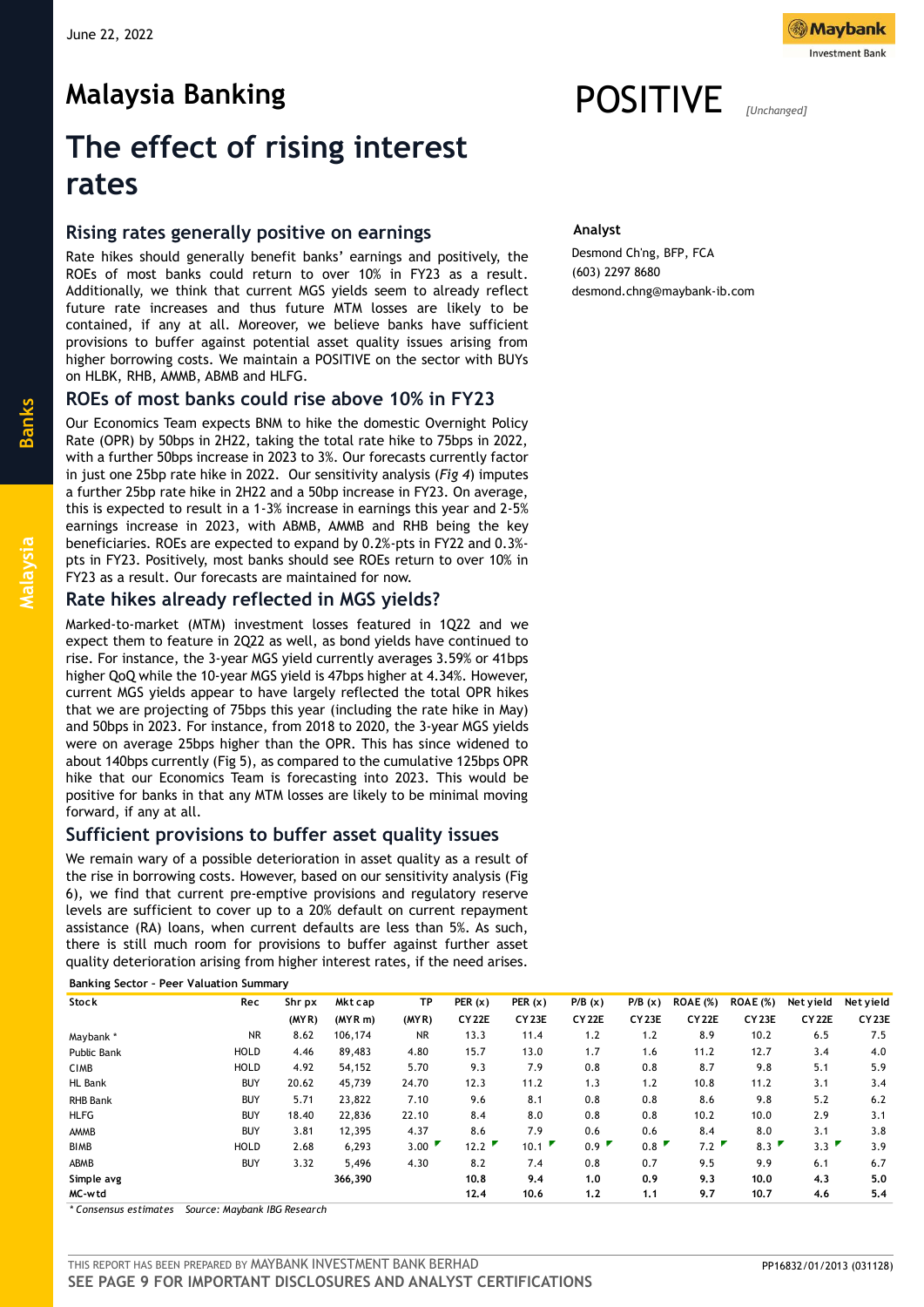June 22, 2022

# Malaysia Banking

POSITIVE *[Unchanged]*

# The effect of rising interest rates

**Analyst**

Desmond Ch'ng, BFP, FCA
(603) 2297 8680
desmond.chng@maybank-ib.com

## Rising rates generally positive on earnings

Rate hikes should generally benefit banks' earnings and positively, the ROEs of most banks could return to over 10% in FY23 as a result. Additionally, we think that current MGS yields seem to already reflect future rate increases and thus future MTM losses are likely to be contained, if any at all. Moreover, we believe banks have sufficient provisions to buffer against potential asset quality issues arising from higher borrowing costs. We maintain a POSITIVE on the sector with BUYs on HLBK, RHB, AMMB, ABMB and HLFG.

## ROEs of most banks could rise above 10% in FY23

Our Economics Team expects BNM to hike the domestic Overnight Policy Rate (OPR) by 50bps in 2H22, taking the total rate hike to 75bps in 2022, with a further 50bps increase in 2023 to 3%. Our forecasts currently factor in just one 25bp rate hike in 2022. Our sensitivity analysis (*Fig 4*) imputes a further 25bp rate hike in 2H22 and a 50bp increase in FY23. On average, this is expected to result in a 1-3% increase in earnings this year and 2-5% earnings increase in 2023, with ABMB, AMMB and RHB being the key beneficiaries. ROEs are expected to expand by 0.2%-pts in FY22 and 0.3%-pts in FY23. Positively, most banks should see ROEs return to over 10% in FY23 as a result. Our forecasts are maintained for now.

## Rate hikes already reflected in MGS yields?

Marked-to-market (MTM) investment losses featured in 1Q22 and we expect them to feature in 2Q22 as well, as bond yields have continued to rise. For instance, the 3-year MGS yield currently averages 3.59% or 41bps higher QoQ while the 10-year MGS yield is 47bps higher at 4.34%. However, current MGS yields appear to have largely reflected the total OPR hikes that we are projecting of 75bps this year (including the rate hike in May) and 50bps in 2023. For instance, from 2018 to 2020, the 3-year MGS yields were on average 25bps higher than the OPR. This has since widened to about 140bps currently (Fig 5), as compared to the cumulative 125bps OPR hike that our Economics Team is forecasting into 2023. This would be positive for banks in that any MTM losses are likely to be minimal moving forward, if any at all.

## Sufficient provisions to buffer asset quality issues

We remain wary of a possible deterioration in asset quality as a result of the rise in borrowing costs. However, based on our sensitivity analysis (Fig 6), we find that current pre-emptive provisions and regulatory reserve levels are sufficient to cover up to a 20% default on current repayment assistance (RA) loans, when current defaults are less than 5%. As such, there is still much room for provisions to buffer against further asset quality deterioration arising from higher interest rates, if the need arises.

**Banking Sector – Peer Valuation Summary**

| Stock | Rec | Shr px (MYR) | Mkt cap (MYR m) | TP (MYR) | PER (x) CY22E | PER (x) CY23E | P/B (x) CY22E | P/B (x) CY23E | ROAE (%) CY22E | ROAE (%) CY23E | Net yield CY22E | Net yield CY23E |
|---|---|---|---|---|---|---|---|---|---|---|---|---|
| Maybank * | NR | 8.62 | 106,174 | NR | 13.3 | 11.4 | 1.2 | 1.2 | 8.9 | 10.2 | 6.5 | 7.5 |
| Public Bank | HOLD | 4.46 | 89,483 | 4.80 | 15.7 | 13.0 | 1.7 | 1.6 | 11.2 | 12.7 | 3.4 | 4.0 |
| CIMB | HOLD | 4.92 | 54,152 | 5.70 | 9.3 | 7.9 | 0.8 | 0.8 | 8.7 | 9.8 | 5.1 | 5.9 |
| HL Bank | BUY | 20.62 | 45,739 | 24.70 | 12.3 | 11.2 | 1.3 | 1.2 | 10.8 | 11.2 | 3.1 | 3.4 |
| RHB Bank | BUY | 5.71 | 23,822 | 7.10 | 9.6 | 8.1 | 0.8 | 0.8 | 8.6 | 9.8 | 5.2 | 6.2 |
| HLFG | BUY | 18.40 | 22,836 | 22.10 | 8.4 | 8.0 | 0.8 | 0.8 | 10.2 | 10.0 | 2.9 | 3.1 |
| AMMB | BUY | 3.81 | 12,395 | 4.37 | 8.6 | 7.9 | 0.6 | 0.6 | 8.4 | 8.0 | 3.1 | 3.8 |
| BIMB | HOLD | 2.68 | 6,293 | 3.00 | 12.2 | 10.1 | 0.9 | 0.8 | 7.2 | 8.3 | 3.3 | 3.9 |
| ABMB | BUY | 3.32 | 5,496 | 4.30 | 8.2 | 7.4 | 0.8 | 0.7 | 9.5 | 9.9 | 6.1 | 6.7 |
| **Simple avg** | | | **366,390** | | **10.8** | **9.4** | **1.0** | **0.9** | **9.3** | **10.0** | **4.3** | **5.0** |
| **MC-wtd** | | | | | **12.4** | **10.6** | **1.2** | **1.1** | **9.7** | **10.7** | **4.6** | **5.4** |

*\* Consensus estimates   Source: Maybank IBG Research*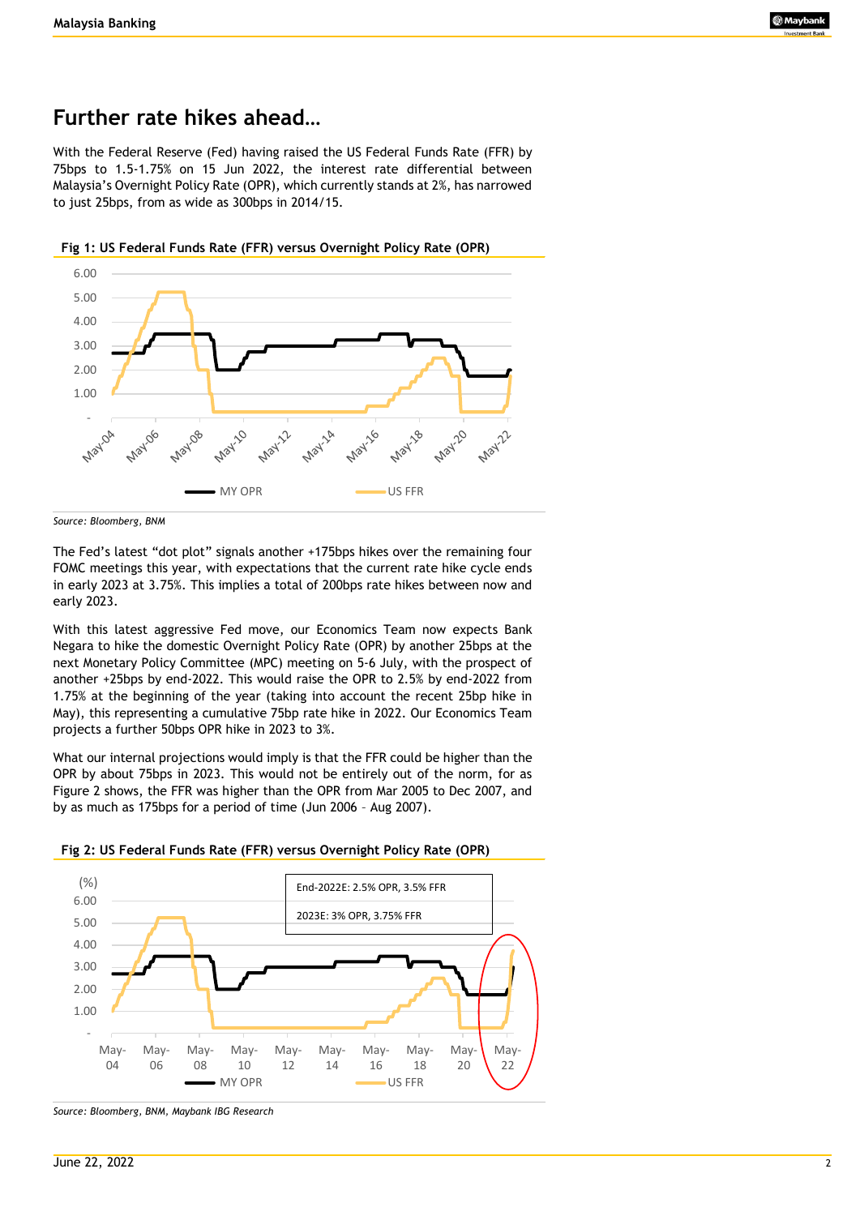# Further rate hikes ahead…

With the Federal Reserve (Fed) having raised the US Federal Funds Rate (FFR) by 75bps to 1.5-1.75% on 15 Jun 2022, the interest rate differential between Malaysia's Overnight Policy Rate (OPR), which currently stands at 2%, has narrowed to just 25bps, from as wide as 300bps in 2014/15.

**Fig 1: US Federal Funds Rate (FFR) versus Overnight Policy Rate (OPR)**

*Source: Bloomberg, BNM*

The Fed's latest "dot plot" signals another +175bps hikes over the remaining four FOMC meetings this year, with expectations that the current rate hike cycle ends in early 2023 at 3.75%. This implies a total of 200bps rate hikes between now and early 2023.

With this latest aggressive Fed move, our Economics Team now expects Bank Negara to hike the domestic Overnight Policy Rate (OPR) by another 25bps at the next Monetary Policy Committee (MPC) meeting on 5-6 July, with the prospect of another +25bps by end-2022. This would raise the OPR to 2.5% by end-2022 from 1.75% at the beginning of the year (taking into account the recent 25bp hike in May), this representing a cumulative 75bp rate hike in 2022. Our Economics Team projects a further 50bps OPR hike in 2023 to 3%.

What our internal projections would imply is that the FFR could be higher than the OPR by about 75bps in 2023. This would not be entirely out of the norm, for as Figure 2 shows, the FFR was higher than the OPR from Mar 2005 to Dec 2007, and by as much as 175bps for a period of time (Jun 2006 – Aug 2007).

**Fig 2: US Federal Funds Rate (FFR) versus Overnight Policy Rate (OPR)**

*Source: Bloomberg, BNM, Maybank IBG Research*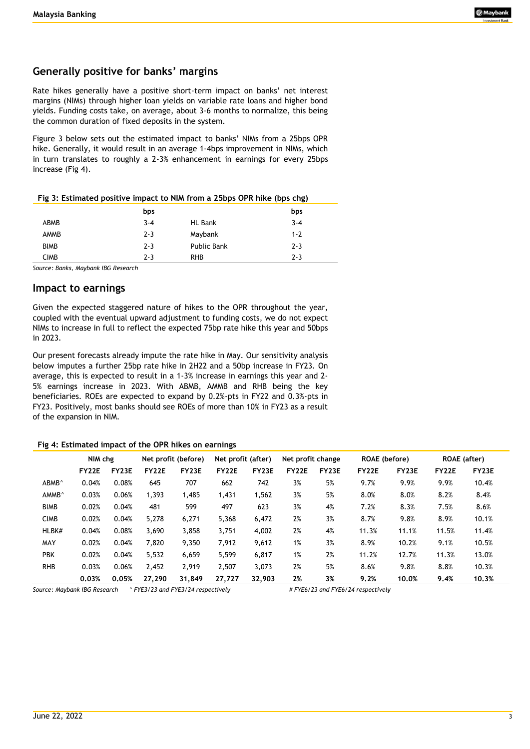## Generally positive for banks' margins

Rate hikes generally have a positive short-term impact on banks' net interest margins (NIMs) through higher loan yields on variable rate loans and higher bond yields. Funding costs take, on average, about 3-6 months to normalize, this being the common duration of fixed deposits in the system.

Figure 3 below sets out the estimated impact to banks' NIMs from a 25bps OPR hike. Generally, it would result in an average 1-4bps improvement in NIMs, which in turn translates to roughly a 2-3% enhancement in earnings for every 25bps increase (Fig 4).

**Fig 3: Estimated positive impact to NIM from a 25bps OPR hike (bps chg)**

| | bps | | bps |
|---|---|---|---|
| ABMB | 3-4 | HL Bank | 3-4 |
| AMMB | 2-3 | Maybank | 1-2 |
| BIMB | 2-3 | Public Bank | 2-3 |
| CIMB | 2-3 | RHB | 2-3 |

*Source: Banks, Maybank IBG Research*

## Impact to earnings

Given the expected staggered nature of hikes to the OPR throughout the year, coupled with the eventual upward adjustment to funding costs, we do not expect NIMs to increase in full to reflect the expected 75bp rate hike this year and 50bps in 2023.

Our present forecasts already impute the rate hike in May. Our sensitivity analysis below imputes a further 25bp rate hike in 2H22 and a 50bp increase in FY23. On average, this is expected to result in a 1-3% increase in earnings this year and 2-5% earnings increase in 2023. With ABMB, AMMB and RHB being the key beneficiaries. ROEs are expected to expand by 0.2%-pts in FY22 and 0.3%-pts in FY23. Positively, most banks should see ROEs of more than 10% in FY23 as a result of the expansion in NIM.

**Fig 4: Estimated impact of the OPR hikes on earnings**

| | NIM chg | | Net profit (before) | | Net profit (after) | | Net profit change | | ROAE (before) | | ROAE (after) | |
|---|---|---|---|---|---|---|---|---|---|---|---|---|
| | FY22E | FY23E | FY22E | FY23E | FY22E | FY23E | FY22E | FY23E | FY22E | FY23E | FY22E | FY23E |
| ABMB^ | 0.04% | 0.08% | 645 | 707 | 662 | 742 | 3% | 5% | 9.7% | 9.9% | 9.9% | 10.4% |
| AMMB^ | 0.03% | 0.06% | 1,393 | 1,485 | 1,431 | 1,562 | 3% | 5% | 8.0% | 8.0% | 8.2% | 8.4% |
| BIMB | 0.02% | 0.04% | 481 | 599 | 497 | 623 | 3% | 4% | 7.2% | 8.3% | 7.5% | 8.6% |
| CIMB | 0.02% | 0.04% | 5,278 | 6,271 | 5,368 | 6,472 | 2% | 3% | 8.7% | 9.8% | 8.9% | 10.1% |
| HLBK# | 0.04% | 0.08% | 3,690 | 3,858 | 3,751 | 4,002 | 2% | 4% | 11.3% | 11.1% | 11.5% | 11.4% |
| MAY | 0.02% | 0.04% | 7,820 | 9,350 | 7,912 | 9,612 | 1% | 3% | 8.9% | 10.2% | 9.1% | 10.5% |
| PBK | 0.02% | 0.04% | 5,532 | 6,659 | 5,599 | 6,817 | 1% | 2% | 11.2% | 12.7% | 11.3% | 13.0% |
| RHB | 0.03% | 0.06% | 2,452 | 2,919 | 2,507 | 3,073 | 2% | 5% | 8.6% | 9.8% | 8.8% | 10.3% |
| | **0.03%** | **0.05%** | **27,290** | **31,849** | **27,727** | **32,903** | **2%** | **3%** | **9.2%** | **10.0%** | **9.4%** | **10.3%** |

*Source: Maybank IBG Research* &nbsp;&nbsp; *^ FYE3/23 and FYE3/24 respectively* &nbsp;&nbsp; *# FYE6/23 and FYE6/24 respectively*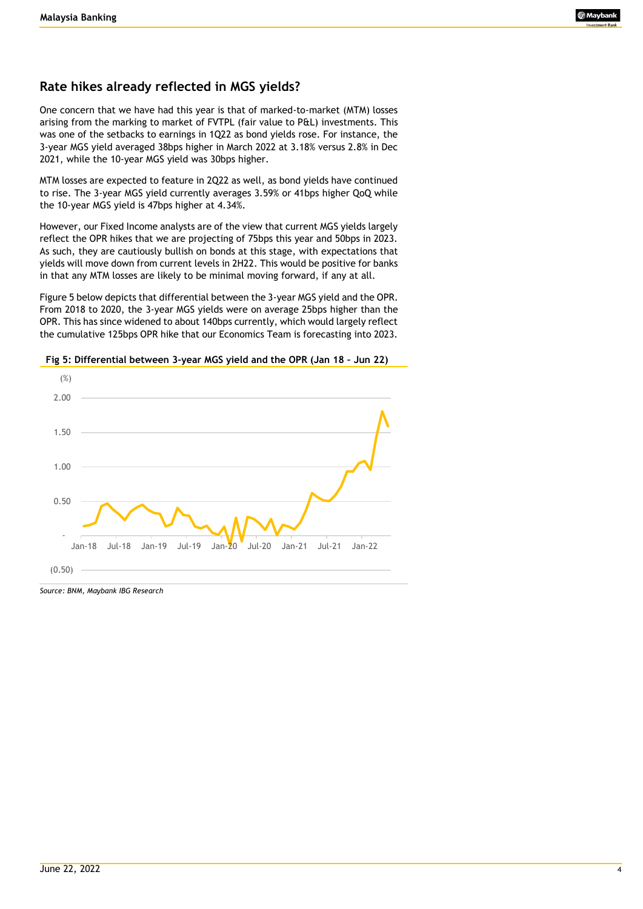## Rate hikes already reflected in MGS yields?

One concern that we have had this year is that of marked-to-market (MTM) losses arising from the marking to market of FVTPL (fair value to P&L) investments. This was one of the setbacks to earnings in 1Q22 as bond yields rose. For instance, the 3-year MGS yield averaged 38bps higher in March 2022 at 3.18% versus 2.8% in Dec 2021, while the 10-year MGS yield was 30bps higher.

MTM losses are expected to feature in 2Q22 as well, as bond yields have continued to rise. The 3-year MGS yield currently averages 3.59% or 41bps higher QoQ while the 10-year MGS yield is 47bps higher at 4.34%.

However, our Fixed Income analysts are of the view that current MGS yields largely reflect the OPR hikes that we are projecting of 75bps this year and 50bps in 2023. As such, they are cautiously bullish on bonds at this stage, with expectations that yields will move down from current levels in 2H22. This would be positive for banks in that any MTM losses are likely to be minimal moving forward, if any at all.

Figure 5 below depicts that differential between the 3-year MGS yield and the OPR. From 2018 to 2020, the 3-year MGS yields were on average 25bps higher than the OPR. This has since widened to about 140bps currently, which would largely reflect the cumulative 125bps OPR hike that our Economics Team is forecasting into 2023.

**Fig 5: Differential between 3-year MGS yield and the OPR (Jan 18 – Jun 22)**

Source: BNM, Maybank IBG Research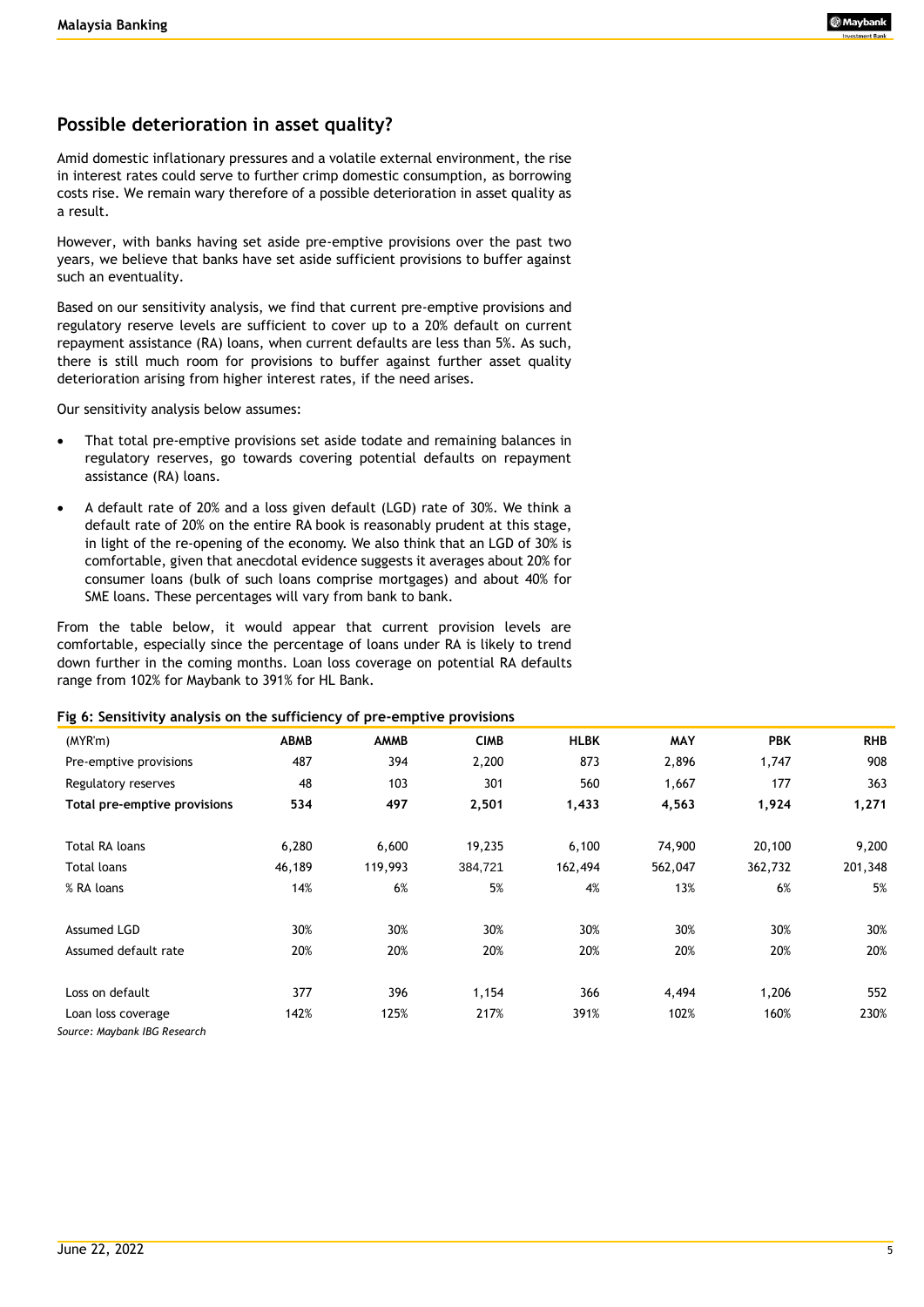## Possible deterioration in asset quality?

Amid domestic inflationary pressures and a volatile external environment, the rise in interest rates could serve to further crimp domestic consumption, as borrowing costs rise. We remain wary therefore of a possible deterioration in asset quality as a result.

However, with banks having set aside pre-emptive provisions over the past two years, we believe that banks have set aside sufficient provisions to buffer against such an eventuality.

Based on our sensitivity analysis, we find that current pre-emptive provisions and regulatory reserve levels are sufficient to cover up to a 20% default on current repayment assistance (RA) loans, when current defaults are less than 5%. As such, there is still much room for provisions to buffer against further asset quality deterioration arising from higher interest rates, if the need arises.

Our sensitivity analysis below assumes:

- That total pre-emptive provisions set aside todate and remaining balances in regulatory reserves, go towards covering potential defaults on repayment assistance (RA) loans.
- A default rate of 20% and a loss given default (LGD) rate of 30%. We think a default rate of 20% on the entire RA book is reasonably prudent at this stage, in light of the re-opening of the economy. We also think that an LGD of 30% is comfortable, given that anecdotal evidence suggests it averages about 20% for consumer loans (bulk of such loans comprise mortgages) and about 40% for SME loans. These percentages will vary from bank to bank.

From the table below, it would appear that current provision levels are comfortable, especially since the percentage of loans under RA is likely to trend down further in the coming months. Loan loss coverage on potential RA defaults range from 102% for Maybank to 391% for HL Bank.

**Fig 6: Sensitivity analysis on the sufficiency of pre-emptive provisions**

| (MYR'm) | ABMB | AMMB | CIMB | HLBK | MAY | PBK | RHB |
|---|---|---|---|---|---|---|---|
| Pre-emptive provisions | 487 | 394 | 2,200 | 873 | 2,896 | 1,747 | 908 |
| Regulatory reserves | 48 | 103 | 301 | 560 | 1,667 | 177 | 363 |
| **Total pre-emptive provisions** | **534** | **497** | **2,501** | **1,433** | **4,563** | **1,924** | **1,271** |
| | | | | | | | |
| Total RA loans | 6,280 | 6,600 | 19,235 | 6,100 | 74,900 | 20,100 | 9,200 |
| Total loans | 46,189 | 119,993 | 384,721 | 162,494 | 562,047 | 362,732 | 201,348 |
| % RA loans | 14% | 6% | 5% | 4% | 13% | 6% | 5% |
| | | | | | | | |
| Assumed LGD | 30% | 30% | 30% | 30% | 30% | 30% | 30% |
| Assumed default rate | 20% | 20% | 20% | 20% | 20% | 20% | 20% |
| | | | | | | | |
| Loss on default | 377 | 396 | 1,154 | 366 | 4,494 | 1,206 | 552 |
| Loan loss coverage | 142% | 125% | 217% | 391% | 102% | 160% | 230% |

*Source: Maybank IBG Research*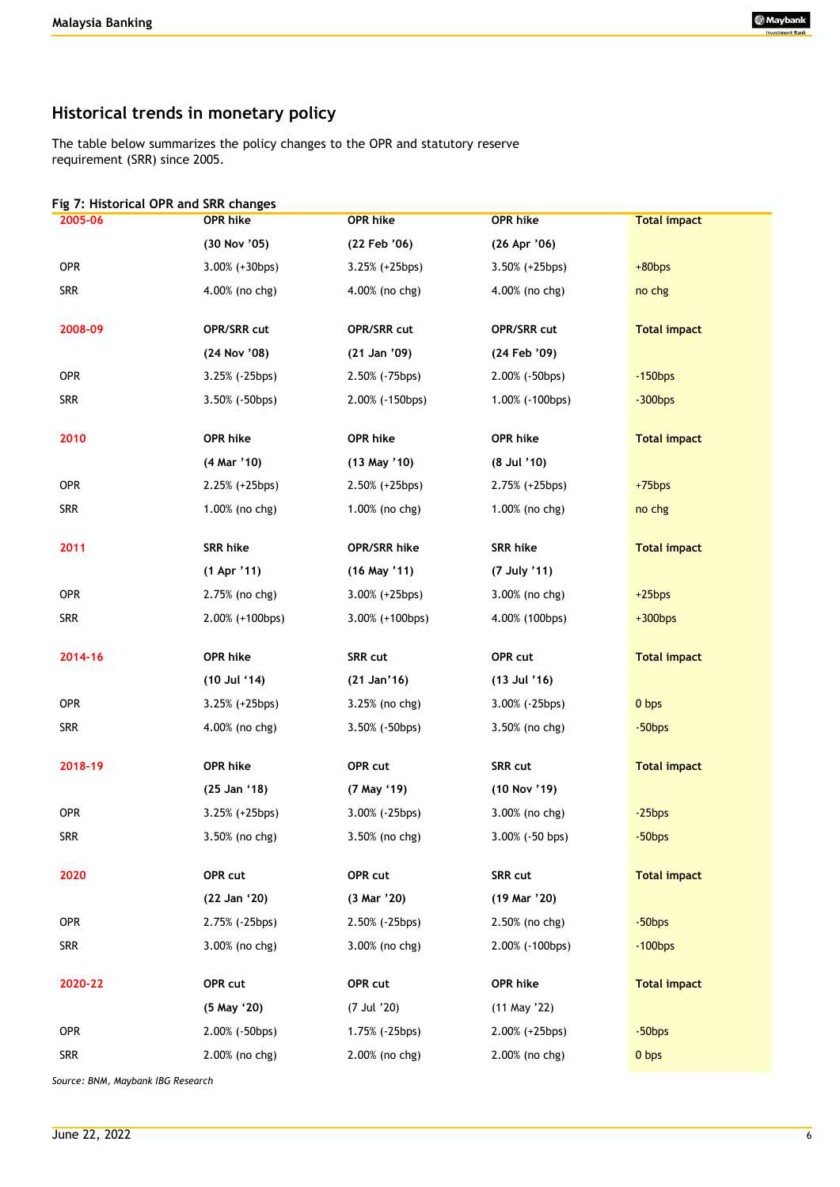## Historical trends in monetary policy

The table below summarizes the policy changes to the OPR and statutory reserve requirement (SRR) since 2005.

**Fig 7: Historical OPR and SRR changes**

| 2005-06 | OPR hike | OPR hike | OPR hike | Total impact |
|---|---|---|---|---|
| | (30 Nov '05) | (22 Feb '06) | (26 Apr '06) | |
| OPR | 3.00% (+30bps) | 3.25% (+25bps) | 3.50% (+25bps) | +80bps |
| SRR | 4.00% (no chg) | 4.00% (no chg) | 4.00% (no chg) | no chg |
| **2008-09** | **OPR/SRR cut** | **OPR/SRR cut** | **OPR/SRR cut** | **Total impact** |
| | (24 Nov '08) | (21 Jan '09) | (24 Feb '09) | |
| OPR | 3.25% (-25bps) | 2.50% (-75bps) | 2.00% (-50bps) | -150bps |
| SRR | 3.50% (-50bps) | 2.00% (-150bps) | 1.00% (-100bps) | -300bps |
| **2010** | **OPR hike** | **OPR hike** | **OPR hike** | **Total impact** |
| | (4 Mar '10) | (13 May '10) | (8 Jul '10) | |
| OPR | 2.25% (+25bps) | 2.50% (+25bps) | 2.75% (+25bps) | +75bps |
| SRR | 1.00% (no chg) | 1.00% (no chg) | 1.00% (no chg) | no chg |
| **2011** | **SRR hike** | **OPR/SRR hike** | **SRR hike** | **Total impact** |
| | (1 Apr '11) | (16 May '11) | (7 July '11) | |
| OPR | 2.75% (no chg) | 3.00% (+25bps) | 3.00% (no chg) | +25bps |
| SRR | 2.00% (+100bps) | 3.00% (+100bps) | 4.00% (100bps) | +300bps |
| **2014-16** | **OPR hike** | **SRR cut** | **OPR cut** | **Total impact** |
| | (10 Jul '14) | (21 Jan'16) | (13 Jul '16) | |
| OPR | 3.25% (+25bps) | 3.25% (no chg) | 3.00% (-25bps) | 0 bps |
| SRR | 4.00% (no chg) | 3.50% (-50bps) | 3.50% (no chg) | -50bps |
| **2018-19** | **OPR hike** | **OPR cut** | **SRR cut** | **Total impact** |
| | (25 Jan '18) | (7 May '19) | (10 Nov '19) | |
| OPR | 3.25% (+25bps) | 3.00% (-25bps) | 3.00% (no chg) | -25bps |
| SRR | 3.50% (no chg) | 3.50% (no chg) | 3.00% (-50 bps) | -50bps |
| **2020** | **OPR cut** | **OPR cut** | **SRR cut** | **Total impact** |
| | (22 Jan '20) | (3 Mar '20) | (19 Mar '20) | |
| OPR | 2.75% (-25bps) | 2.50% (-25bps) | 2.50% (no chg) | -50bps |
| SRR | 3.00% (no chg) | 3.00% (no chg) | 2.00% (-100bps) | -100bps |
| **2020-22** | **OPR cut** | **OPR cut** | **OPR hike** | **Total impact** |
| | (5 May '20) | (7 Jul '20) | (11 May '22) | |
| OPR | 2.00% (-50bps) | 1.75% (-25bps) | 2.00% (+25bps) | -50bps |
| SRR | 2.00% (no chg) | 2.00% (no chg) | 2.00% (no chg) | 0 bps |

*Source: BNM, Maybank IBG Research*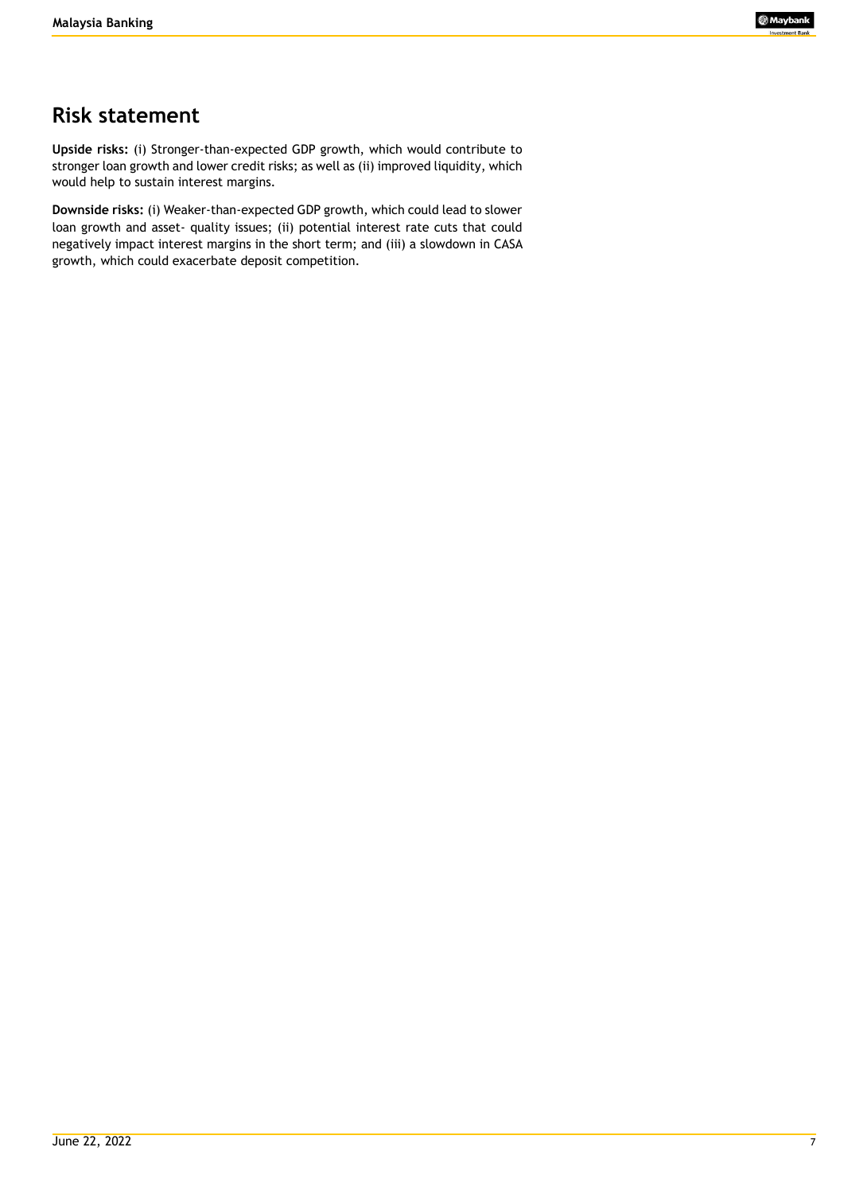# Risk statement

**Upside risks:** (i) Stronger-than-expected GDP growth, which would contribute to stronger loan growth and lower credit risks; as well as (ii) improved liquidity, which would help to sustain interest margins.

**Downside risks:** (i) Weaker-than-expected GDP growth, which could lead to slower loan growth and asset- quality issues; (ii) potential interest rate cuts that could negatively impact interest margins in the short term; and (iii) a slowdown in CASA growth, which could exacerbate deposit competition.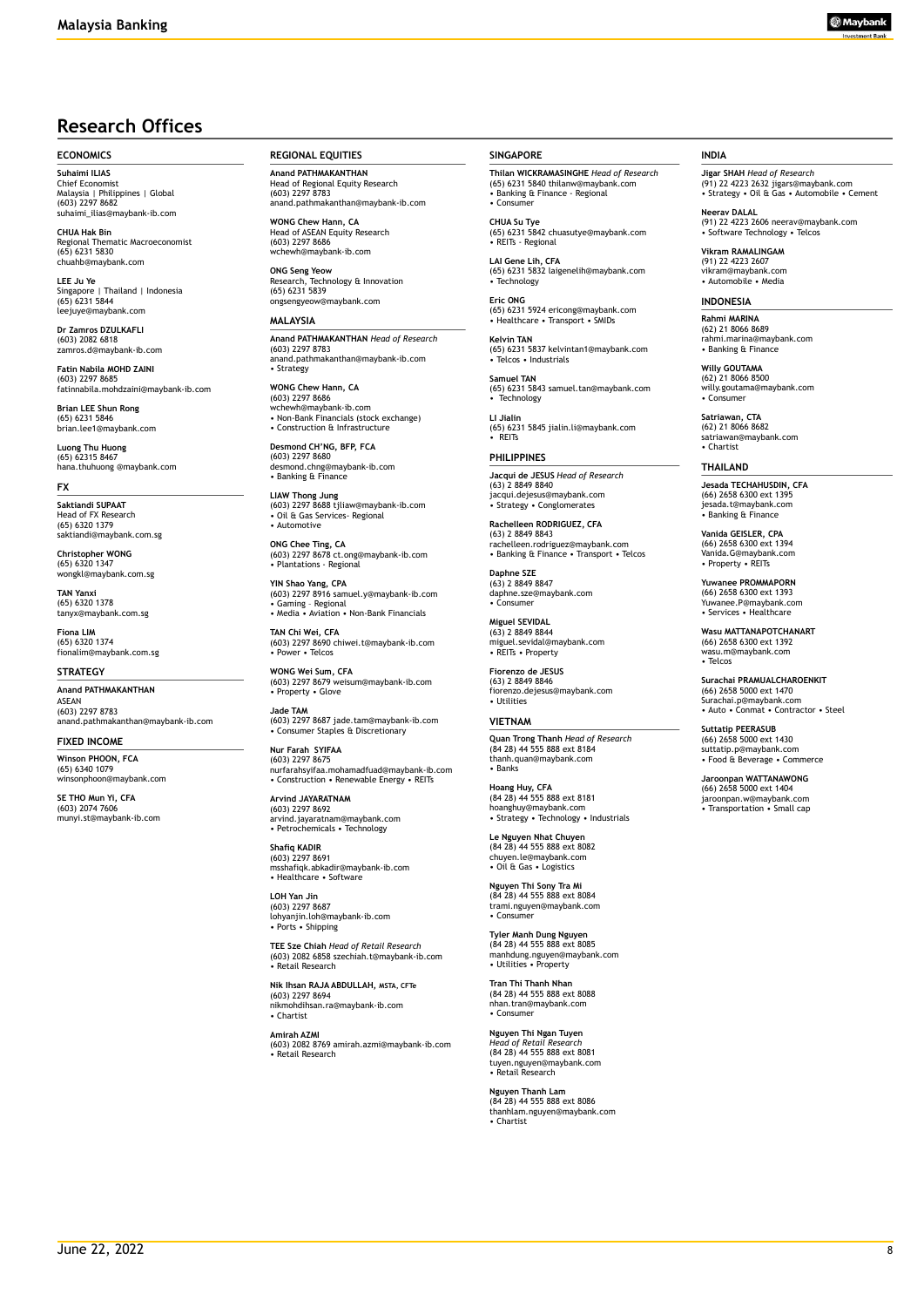# Research Offices

## ECONOMICS

**Suhaimi ILIAS**
Chief Economist
Malaysia | Philippines | Global
(603) 2297 8682
suhaimi_ilias@maybank-ib.com

**CHUA Hak Bin**
Regional Thematic Macroeconomist
(65) 6231 5830
chuahb@maybank.com

**LEE Ju Ye**
Singapore | Thailand | Indonesia
(65) 6231 5844
leejuye@maybank.com

**Dr Zamros DZULKAFLI**
(603) 2082 6818
zamros.d@maybank-ib.com

**Fatin Nabila MOHD ZAINI**
(603) 2297 8685
fatinnabila.mohdzaini@maybank-ib.com

**Brian LEE Shun Rong**
(65) 6231 5846
brian.lee1@maybank.com

**Luong Thu Huong**
(65) 62315 8467
hana.thuhuong @maybank.com

## FX

**Saktiandi SUPAAT**
Head of FX Research
(65) 6320 1379
saktiandi@maybank.com.sg

**Christopher WONG**
(65) 6320 1347
wongkl@maybank.com.sg

**TAN Yanxi**
(65) 6320 1378
tanyx@maybank.com.sg

**Fiona LIM**
(65) 6320 1374
fionalim@maybank.com.sg

## STRATEGY

**Anand PATHMAKANTHAN**
ASEAN
(603) 2297 8783
anand.pathmakanthan@maybank-ib.com

## FIXED INCOME

**Winson PHOON, FCA**
(65) 6340 1079
winsonphoon@maybank.com

**SE THO Mun Yi, CFA**
(603) 2074 7606
munyi.st@maybank-ib.com

## REGIONAL EQUITIES

**Anand PATHMAKANTHAN**
Head of Regional Equity Research
(603) 2297 8783
anand.pathmakanthan@maybank-ib.com

**WONG Chew Hann, CA**
Head of ASEAN Equity Research
(603) 2297 8686
wchewh@maybank-ib.com

**ONG Seng Yeow**
Research, Technology & Innovation
(65) 6231 5839
ongsengyeow@maybank.com

## MALAYSIA

**Anand PATHMAKANTHAN** *Head of Research*
(603) 2297 8783
anand.pathmakanthan@maybank-ib.com
• Strategy

**WONG Chew Hann, CA**
(603) 2297 8686
wchewh@maybank-ib.com
• Non-Bank Financials (stock exchange)
• Construction & Infrastructure

**Desmond CH'NG, BFP, FCA**
(603) 2297 8680
desmond.chng@maybank-ib.com
• Banking & Finance

**LIAW Thong Jung**
(603) 2297 8688 tjliaw@maybank-ib.com
• Oil & Gas Services- Regional
• Automotive

**ONG Chee Ting, CA**
(603) 2297 8678 ct.ong@maybank-ib.com
• Plantations - Regional

**YIN Shao Yang, CPA**
(603) 2297 8916 samuel.y@maybank-ib.com
• Gaming – Regional
• Media • Aviation • Non-Bank Financials

**TAN Chi Wei, CFA**
(603) 2297 8690 chiwei.t@maybank-ib.com
• Power • Telcos

**WONG Wei Sum, CFA**
(603) 2297 8679 weisum@maybank-ib.com
• Property • Glove

**Jade TAM**
(603) 2297 8687 jade.tam@maybank-ib.com
• Consumer Staples & Discretionary

**Nur Farah SYIFAA**
(603) 2297 8675
nurfarahsyifaa.mohamadfuad@maybank-ib.com
• Construction • Renewable Energy • REITs

**Arvind JAYARATNAM**
(603) 2297 8692
arvind.jayaratnam@maybank.com
• Petrochemicals • Technology

**Shafiq KADIR**
(603) 2297 8691
msshafiqk.abkadir@maybank-ib.com
• Healthcare • Software

**LOH Yan Jin**
(603) 2297 8687
lohyanjin.loh@maybank-ib.com
• Ports • Shipping

**TEE Sze Chiah** *Head of Retail Research*
(603) 2082 6858 szechiah.t@maybank-ib.com
• Retail Research

**Nik Ihsan RAJA ABDULLAH, MSTA, CFTe**
(603) 2297 8694
nikmohdihsan.ra@maybank-ib.com
• Chartist

**Amirah AZMI**
(603) 2082 8769 amirah.azmi@maybank-ib.com
• Retail Research

## SINGAPORE

**Thilan WICKRAMASINGHE** *Head of Research*
(65) 6231 5840 thilanw@maybank.com
• Banking & Finance - Regional
• Consumer

**CHUA Su Tye**
(65) 6231 5842 chuasutye@maybank.com
• REITs - Regional

**LAI Gene Lih, CFA**
(65) 6231 5832 laigenelih@maybank.com
• Technology

**Eric ONG**
(65) 6231 5924 ericong@maybank.com
• Healthcare • Transport • SMIDs

**Kelvin TAN**
(65) 6231 5837 kelvintan1@maybank.com
• Telcos • Industrials

**Samuel TAN**
(65) 6231 5843 samuel.tan@maybank.com
• Technology

**LI Jialin**
(65) 6231 5845 jialin.li@maybank.com
• REITs

## PHILIPPINES

**Jacqui de JESUS** *Head of Research*
(63) 2 8849 8840
jacqui.dejesus@maybank.com
• Strategy • Conglomerates

**Rachelleen RODRIGUEZ, CFA**
(63) 2 8849 8843
rachelleen.rodriguez@maybank.com
• Banking & Finance • Transport • Telcos

**Daphne SZE**
(63) 2 8849 8847
daphne.sze@maybank.com
• Consumer

**Miguel SEVIDAL**
(63) 2 8849 8844
miguel.sevidal@maybank.com
• REITs • Property

**Fiorenzo de JESUS**
(63) 2 8849 8846
fiorenzo.dejesus@maybank.com
• Utilities

## VIETNAM

**Quan Trong Thanh** *Head of Research*
(84 28) 44 555 888 ext 8184
thanh.quan@maybank.com
• Banks

**Hoang Huy, CFA**
(84 28) 44 555 888 ext 8181
hoanghuy@maybank.com
• Strategy • Technology • Industrials

**Le Nguyen Nhat Chuyen**
(84 28) 44 555 888 ext 8082
chuyen.le@maybank.com
• Oil & Gas • Logistics

**Nguyen Thi Sony Tra Mi**
(84 28) 44 555 888 ext 8084
trami.nguyen@maybank.com
• Consumer

**Tyler Manh Dung Nguyen**
(84 28) 44 555 888 ext 8085
manhdung.nguyen@maybank.com
• Utilities • Property

**Tran Thi Thanh Nhan**
(84 28) 44 555 888 ext 8088
nhan.tran@maybank.com
• Consumer

**Nguyen Thi Ngan Tuyen**
*Head of Retail Research*
(84 28) 44 555 888 ext 8081
tuyen.nguyen@maybank.com
• Retail Research

**Nguyen Thanh Lam**
(84 28) 44 555 888 ext 8086
thanhlam.nguyen@maybank.com
• Chartist

## INDIA

**Jigar SHAH** *Head of Research*
(91) 22 4223 2632 jigars@maybank.com
• Strategy • Oil & Gas • Automobile • Cement

**Neerav DALAL**
(91) 22 4223 2606 neerav@maybank.com
• Software Technology • Telcos

**Vikram RAMALINGAM**
(91) 22 4223 2607
vikram@maybank.com
• Automobile • Media

## INDONESIA

**Rahmi MARINA**
(62) 21 8066 8689
rahmi.marina@maybank.com
• Banking & Finance

**Willy GOUTAMA**
(62) 21 8066 8500
willy.goutama@maybank.com
• Consumer

**Satriawan, CTA**
(62) 21 8066 8682
satriawan@maybank.com
• Chartist

## THAILAND

**Jesada TECHAHUSDIN, CFA**
(66) 2658 6300 ext 1395
jesada.t@maybank.com
• Banking & Finance

**Vanida GEISLER, CPA**
(66) 2658 6300 ext 1394
Vanida.G@maybank.com
• Property • REITs

**Yuwanee PROMMAPORN**
(66) 2658 6300 ext 1393
Yuwanee.P@maybank.com
• Services • Healthcare

**Wasu MATTANAPOTCHANART**
(66) 2658 6300 ext 1392
wasu.m@maybank.com
• Telcos

**Surachai PRAMUALCHAROENKIT**
(66) 2658 5000 ext 1470
Surachai.p@maybank.com
• Auto • Conmat • Contractor • Steel

**Suttatip PEERASUB**
(66) 2658 5000 ext 1430
suttatip.p@maybank.com
• Food & Beverage • Commerce

**Jaroonpan WATTANAWONG**
(66) 2658 5000 ext 1404
jaroonpan.w@maybank.com
• Transportation • Small cap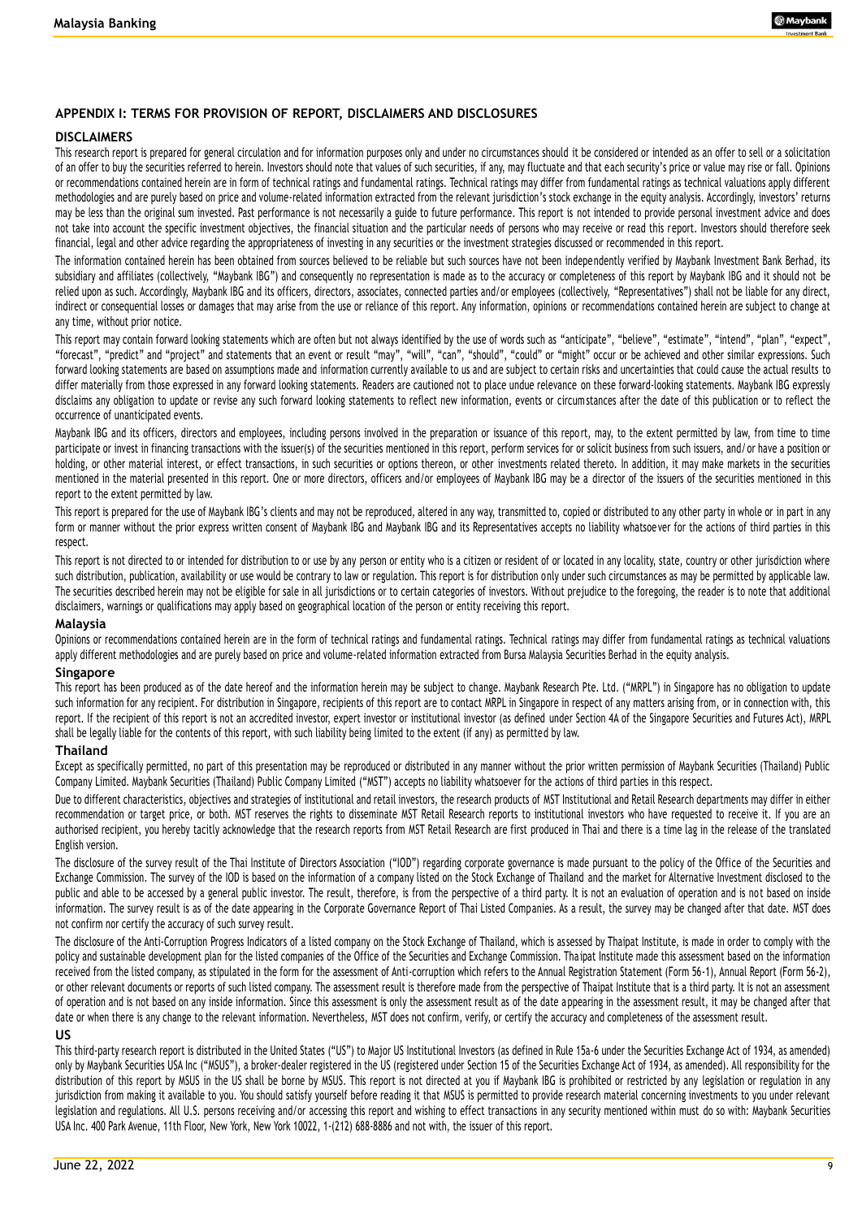## APPENDIX I: TERMS FOR PROVISION OF REPORT, DISCLAIMERS AND DISCLOSURES

### DISCLAIMERS

This research report is prepared for general circulation and for information purposes only and under no circumstances should it be considered or intended as an offer to sell or a solicitation of an offer to buy the securities referred to herein. Investors should note that values of such securities, if any, may fluctuate and that each security's price or value may rise or fall. Opinions or recommendations contained herein are in form of technical ratings and fundamental ratings. Technical ratings may differ from fundamental ratings as technical valuations apply different methodologies and are purely based on price and volume-related information extracted from the relevant jurisdiction's stock exchange in the equity analysis. Accordingly, investors' returns may be less than the original sum invested. Past performance is not necessarily a guide to future performance. This report is not intended to provide personal investment advice and does not take into account the specific investment objectives, the financial situation and the particular needs of persons who may receive or read this report. Investors should therefore seek financial, legal and other advice regarding the appropriateness of investing in any securities or the investment strategies discussed or recommended in this report.

The information contained herein has been obtained from sources believed to be reliable but such sources have not been independently verified by Maybank Investment Bank Berhad, its subsidiary and affiliates (collectively, "Maybank IBG") and consequently no representation is made as to the accuracy or completeness of this report by Maybank IBG and it should not be relied upon as such. Accordingly, Maybank IBG and its officers, directors, associates, connected parties and/or employees (collectively, "Representatives") shall not be liable for any direct, indirect or consequential losses or damages that may arise from the use or reliance of this report. Any information, opinions or recommendations contained herein are subject to change at any time, without prior notice.

This report may contain forward looking statements which are often but not always identified by the use of words such as "anticipate", "believe", "estimate", "intend", "plan", "expect", "forecast", "predict" and "project" and statements that an event or result "may", "will", "can", "should", "could" or "might" occur or be achieved and other similar expressions. Such forward looking statements are based on assumptions made and information currently available to us and are subject to certain risks and uncertainties that could cause the actual results to differ materially from those expressed in any forward looking statements. Readers are cautioned not to place undue relevance on these forward-looking statements. Maybank IBG expressly disclaims any obligation to update or revise any such forward looking statements to reflect new information, events or circumstances after the date of this publication or to reflect the occurrence of unanticipated events.

Maybank IBG and its officers, directors and employees, including persons involved in the preparation or issuance of this report, may, to the extent permitted by law, from time to time participate or invest in financing transactions with the issuer(s) of the securities mentioned in this report, perform services for or solicit business from such issuers, and/or have a position or holding, or other material interest, or effect transactions, in such securities or options thereon, or other investments related thereto. In addition, it may make markets in the securities mentioned in the material presented in this report. One or more directors, officers and/or employees of Maybank IBG may be a director of the issuers of the securities mentioned in this report to the extent permitted by law.

This report is prepared for the use of Maybank IBG's clients and may not be reproduced, altered in any way, transmitted to, copied or distributed to any other party in whole or in part in any form or manner without the prior express written consent of Maybank IBG and Maybank IBG and its Representatives accepts no liability whatsoever for the actions of third parties in this respect.

This report is not directed to or intended for distribution to or use by any person or entity who is a citizen or resident of or located in any locality, state, country or other jurisdiction where such distribution, publication, availability or use would be contrary to law or regulation. This report is for distribution only under such circumstances as may be permitted by applicable law. The securities described herein may not be eligible for sale in all jurisdictions or to certain categories of investors. Without prejudice to the foregoing, the reader is to note that additional disclaimers, warnings or qualifications may apply based on geographical location of the person or entity receiving this report.

### Malaysia

Opinions or recommendations contained herein are in the form of technical ratings and fundamental ratings. Technical ratings may differ from fundamental ratings as technical valuations apply different methodologies and are purely based on price and volume-related information extracted from Bursa Malaysia Securities Berhad in the equity analysis.

### Singapore

This report has been produced as of the date hereof and the information herein may be subject to change. Maybank Research Pte. Ltd. ("MRPL") in Singapore has no obligation to update such information for any recipient. For distribution in Singapore, recipients of this report are to contact MRPL in Singapore in respect of any matters arising from, or in connection with, this report. If the recipient of this report is not an accredited investor, expert investor or institutional investor (as defined under Section 4A of the Singapore Securities and Futures Act), MRPL shall be legally liable for the contents of this report, with such liability being limited to the extent (if any) as permitted by law.

### Thailand

Except as specifically permitted, no part of this presentation may be reproduced or distributed in any manner without the prior written permission of Maybank Securities (Thailand) Public Company Limited. Maybank Securities (Thailand) Public Company Limited ("MST") accepts no liability whatsoever for the actions of third parties in this respect.

Due to different characteristics, objectives and strategies of institutional and retail investors, the research products of MST Institutional and Retail Research departments may differ in either recommendation or target price, or both. MST reserves the rights to disseminate MST Retail Research reports to institutional investors who have requested to receive it. If you are an authorised recipient, you hereby tacitly acknowledge that the research reports from MST Retail Research are first produced in Thai and there is a time lag in the release of the translated English version.

The disclosure of the survey result of the Thai Institute of Directors Association ("IOD") regarding corporate governance is made pursuant to the policy of the Office of the Securities and Exchange Commission. The survey of the IOD is based on the information of a company listed on the Stock Exchange of Thailand and the market for Alternative Investment disclosed to the public and able to be accessed by a general public investor. The result, therefore, is from the perspective of a third party. It is not an evaluation of operation and is not based on inside information. The survey result is as of the date appearing in the Corporate Governance Report of Thai Listed Companies. As a result, the survey may be changed after that date. MST does not confirm nor certify the accuracy of such survey result.

The disclosure of the Anti-Corruption Progress Indicators of a listed company on the Stock Exchange of Thailand, which is assessed by Thaipat Institute, is made in order to comply with the policy and sustainable development plan for the listed companies of the Office of the Securities and Exchange Commission. Thaipat Institute made this assessment based on the information received from the listed company, as stipulated in the form for the assessment of Anti-corruption which refers to the Annual Registration Statement (Form 56-1), Annual Report (Form 56-2), or other relevant documents or reports of such listed company. The assessment result is therefore made from the perspective of Thaipat Institute that is a third party. It is not an assessment of operation and is not based on any inside information. Since this assessment is only the assessment result as of the date appearing in the assessment result, it may be changed after that date or when there is any change to the relevant information. Nevertheless, MST does not confirm, verify, or certify the accuracy and completeness of the assessment result.

### US

This third-party research report is distributed in the United States ("US") to Major US Institutional Investors (as defined in Rule 15a-6 under the Securities Exchange Act of 1934, as amended) only by Maybank Securities USA Inc ("MSUS"), a broker-dealer registered in the US (registered under Section 15 of the Securities Exchange Act of 1934, as amended). All responsibility for the distribution of this report by MSUS in the US shall be borne by MSUS. This report is not directed at you if Maybank IBG is prohibited or restricted by any legislation or regulation in any jurisdiction from making it available to you. You should satisfy yourself before reading it that MSUS is permitted to provide research material concerning investments to you under relevant legislation and regulations. All U.S. persons receiving and/or accessing this report and wishing to effect transactions in any security mentioned within must do so with: Maybank Securities USA Inc. 400 Park Avenue, 11th Floor, New York, New York 10022, 1-(212) 688-8886 and not with, the issuer of this report.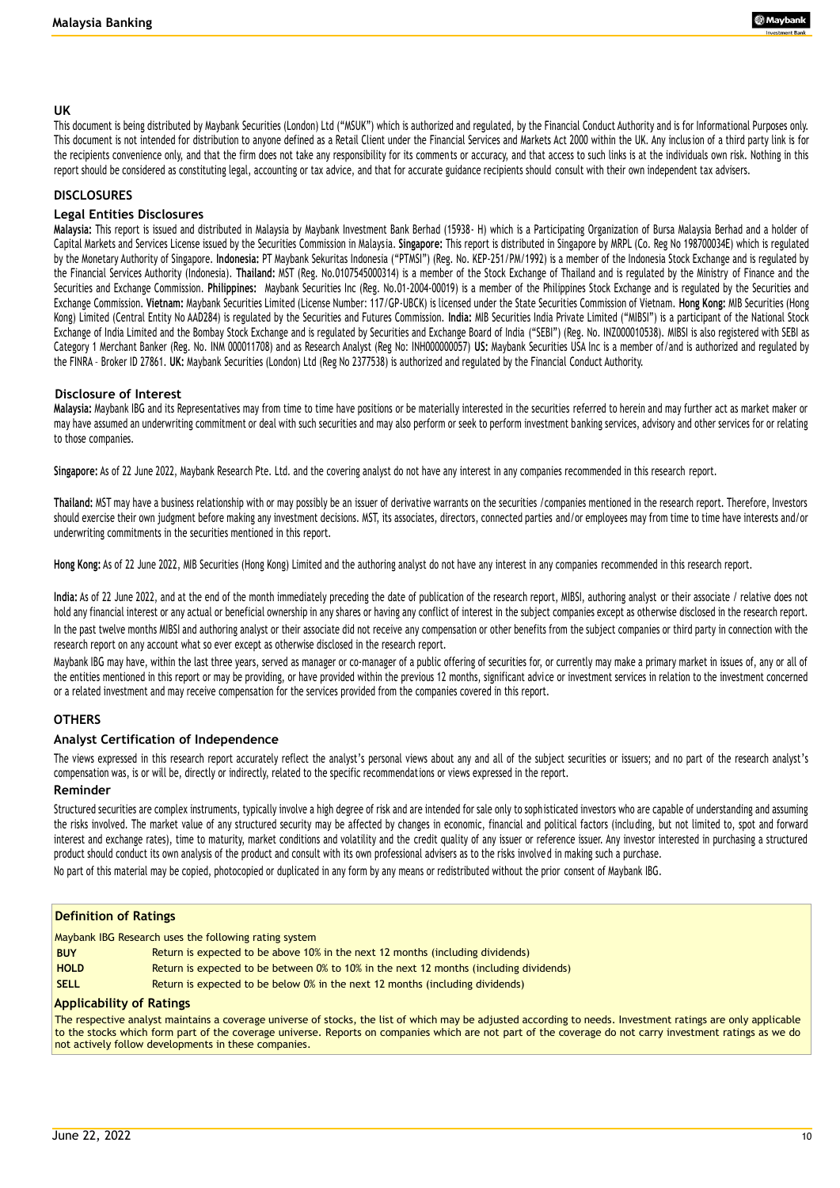## UK

This document is being distributed by Maybank Securities (London) Ltd ("MSUK") which is authorized and regulated, by the Financial Conduct Authority and is for Informational Purposes only. This document is not intended for distribution to anyone defined as a Retail Client under the Financial Services and Markets Act 2000 within the UK. Any inclusion of a third party link is for the recipients convenience only, and that the firm does not take any responsibility for its comments or accuracy, and that access to such links is at the individuals own risk. Nothing in this report should be considered as constituting legal, accounting or tax advice, and that for accurate guidance recipients should consult with their own independent tax advisers.

## DISCLOSURES

### Legal Entities Disclosures

**Malaysia:** This report is issued and distributed in Malaysia by Maybank Investment Bank Berhad (15938- H) which is a Participating Organization of Bursa Malaysia Berhad and a holder of Capital Markets and Services License issued by the Securities Commission in Malaysia. **Singapore:** This report is distributed in Singapore by MRPL (Co. Reg No 198700034E) which is regulated by the Monetary Authority of Singapore. **Indonesia:** PT Maybank Sekuritas Indonesia ("PTMSI") (Reg. No. KEP-251/PM/1992) is a member of the Indonesia Stock Exchange and is regulated by the Financial Services Authority (Indonesia). **Thailand:** MST (Reg. No.0107545000314) is a member of the Stock Exchange of Thailand and is regulated by the Ministry of Finance and the Securities and Exchange Commission. **Philippines:** Maybank Securities Inc (Reg. No.01-2004-00019) is a member of the Philippines Stock Exchange and is regulated by the Securities and Exchange Commission. **Vietnam:** Maybank Securities Limited (License Number: 117/GP-UBCK) is licensed under the State Securities Commission of Vietnam. **Hong Kong:** MIB Securities (Hong Kong) Limited (Central Entity No AAD284) is regulated by the Securities and Futures Commission. **India:** MIB Securities India Private Limited ("MIBSI") is a participant of the National Stock Exchange of India Limited and the Bombay Stock Exchange and is regulated by Securities and Exchange Board of India ("SEBI") (Reg. No. INZ000010538). MIBSI is also registered with SEBI as Category 1 Merchant Banker (Reg. No. INM 000011708) and as Research Analyst (Reg No: INH000000057) **US:** Maybank Securities USA Inc is a member of/and is authorized and regulated by the FINRA – Broker ID 27861. **UK:** Maybank Securities (London) Ltd (Reg No 2377538) is authorized and regulated by the Financial Conduct Authority.

### Disclosure of Interest

**Malaysia:** Maybank IBG and its Representatives may from time to time have positions or be materially interested in the securities referred to herein and may further act as market maker or may have assumed an underwriting commitment or deal with such securities and may also perform or seek to perform investment banking services, advisory and other services for or relating to those companies.

**Singapore:** As of 22 June 2022, Maybank Research Pte. Ltd. and the covering analyst do not have any interest in any companies recommended in this research report.

**Thailand:** MST may have a business relationship with or may possibly be an issuer of derivative warrants on the securities /companies mentioned in the research report. Therefore, Investors should exercise their own judgment before making any investment decisions. MST, its associates, directors, connected parties and/or employees may from time to time have interests and/or underwriting commitments in the securities mentioned in this report.

**Hong Kong:** As of 22 June 2022, MIB Securities (Hong Kong) Limited and the authoring analyst do not have any interest in any companies recommended in this research report.

**India:** As of 22 June 2022, and at the end of the month immediately preceding the date of publication of the research report, MIBSI, authoring analyst or their associate / relative does not hold any financial interest or any actual or beneficial ownership in any shares or having any conflict of interest in the subject companies except as otherwise disclosed in the research report. In the past twelve months MIBSI and authoring analyst or their associate did not receive any compensation or other benefits from the subject companies or third party in connection with the research report on any account what so ever except as otherwise disclosed in the research report.

Maybank IBG may have, within the last three years, served as manager or co-manager of a public offering of securities for, or currently may make a primary market in issues of, any or all of the entities mentioned in this report or may be providing, or have provided within the previous 12 months, significant advice or investment services in relation to the investment concerned or a related investment and may receive compensation for the services provided from the companies covered in this report.

## OTHERS

### Analyst Certification of Independence

The views expressed in this research report accurately reflect the analyst's personal views about any and all of the subject securities or issuers; and no part of the research analyst's compensation was, is or will be, directly or indirectly, related to the specific recommendations or views expressed in the report.

### Reminder

Structured securities are complex instruments, typically involve a high degree of risk and are intended for sale only to sophisticated investors who are capable of understanding and assuming the risks involved. The market value of any structured security may be affected by changes in economic, financial and political factors (including, but not limited to, spot and forward interest and exchange rates), time to maturity, market conditions and volatility and the credit quality of any issuer or reference issuer. Any investor interested in purchasing a structured product should conduct its own analysis of the product and consult with its own professional advisers as to the risks involved in making such a purchase.

No part of this material may be copied, photocopied or duplicated in any form by any means or redistributed without the prior consent of Maybank IBG.

### Definition of Ratings

Maybank IBG Research uses the following rating system

| | |
|---|---|
| **BUY** | Return is expected to be above 10% in the next 12 months (including dividends) |
| **HOLD** | Return is expected to be between 0% to 10% in the next 12 months (including dividends) |
| **SELL** | Return is expected to be below 0% in the next 12 months (including dividends) |

### Applicability of Ratings

The respective analyst maintains a coverage universe of stocks, the list of which may be adjusted according to needs. Investment ratings are only applicable to the stocks which form part of the coverage universe. Reports on companies which are not part of the coverage do not carry investment ratings as we do not actively follow developments in these companies.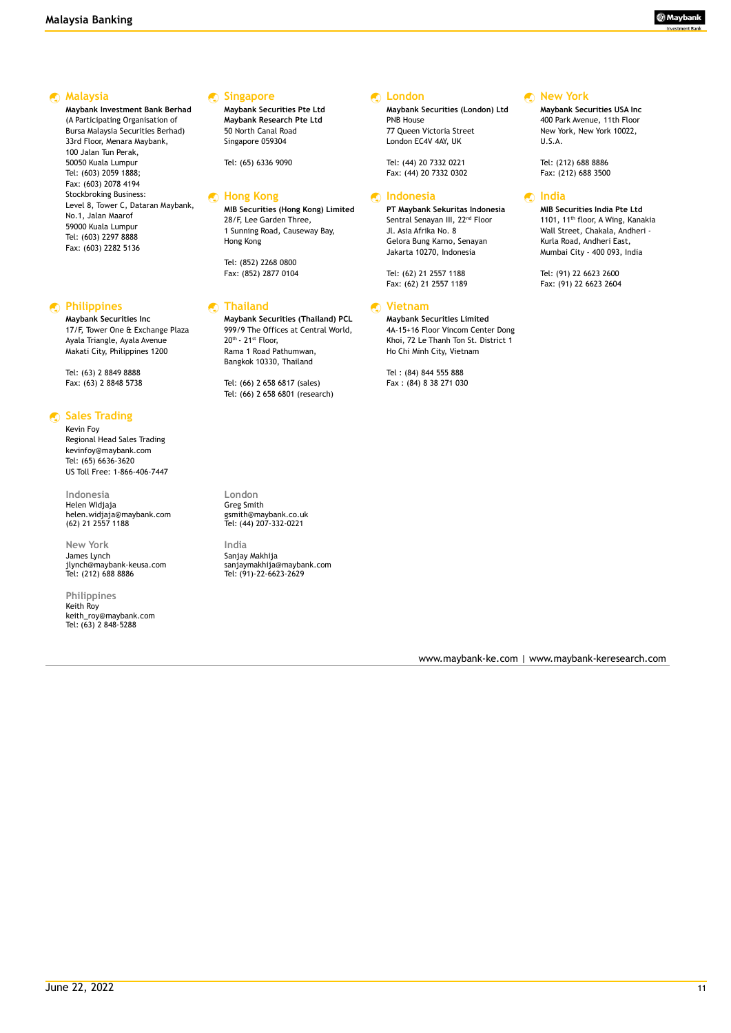## Malaysia

**Maybank Investment Bank Berhad**
(A Participating Organisation of Bursa Malaysia Securities Berhad)
33rd Floor, Menara Maybank,
100 Jalan Tun Perak,
50050 Kuala Lumpur
Tel: (603) 2059 1888;
Fax: (603) 2078 4194
Stockbroking Business:
Level 8, Tower C, Dataran Maybank,
No.1, Jalan Maarof
59000 Kuala Lumpur
Tel: (603) 2297 8888
Fax: (603) 2282 5136

## Singapore

**Maybank Securities Pte Ltd**
**Maybank Research Pte Ltd**
50 North Canal Road
Singapore 059304

Tel: (65) 6336 9090

## London

**Maybank Securities (London) Ltd**
PNB House
77 Queen Victoria Street
London EC4V 4AY, UK

Tel: (44) 20 7332 0221
Fax: (44) 20 7332 0302

## New York

**Maybank Securities USA Inc**
400 Park Avenue, 11th Floor
New York, New York 10022,
U.S.A.

Tel: (212) 688 8886
Fax: (212) 688 3500

## Hong Kong

**MIB Securities (Hong Kong) Limited**
28/F, Lee Garden Three,
1 Sunning Road, Causeway Bay,
Hong Kong

Tel: (852) 2268 0800
Fax: (852) 2877 0104

## Indonesia

**PT Maybank Sekuritas Indonesia**
Sentral Senayan III, 22nd Floor
Jl. Asia Afrika No. 8
Gelora Bung Karno, Senayan
Jakarta 10270, Indonesia

Tel: (62) 21 2557 1188
Fax: (62) 21 2557 1189

## India

**MIB Securities India Pte Ltd**
1101, 11th floor, A Wing, Kanakia
Wall Street, Chakala, Andheri -
Kurla Road, Andheri East,
Mumbai City - 400 093, India

Tel: (91) 22 6623 2600
Fax: (91) 22 6623 2604

## Philippines

**Maybank Securities Inc**
17/F, Tower One & Exchange Plaza
Ayala Triangle, Ayala Avenue
Makati City, Philippines 1200

Tel: (63) 2 8849 8888
Fax: (63) 2 8848 5738

## Thailand

**Maybank Securities (Thailand) PCL**
999/9 The Offices at Central World,
20th - 21st Floor,
Rama 1 Road Pathumwan,
Bangkok 10330, Thailand

Tel: (66) 2 658 6817 (sales)
Tel: (66) 2 658 6801 (research)

## Vietnam

**Maybank Securities Limited**
4A-15+16 Floor Vincom Center Dong
Khoi, 72 Le Thanh Ton St. District 1
Ho Chi Minh City, Vietnam

Tel : (84) 844 555 888
Fax : (84) 8 38 271 030

## Sales Trading

Kevin Foy
Regional Head Sales Trading
kevinfoy@maybank.com
Tel: (65) 6636-3620
US Toll Free: 1-866-406-7447

### Indonesia
Helen Widjaja
helen.widjaja@maybank.com
(62) 21 2557 1188

### London
Greg Smith
gsmith@maybank.co.uk
Tel: (44) 207-332-0221

### New York
James Lynch
jlynch@maybank-keusa.com
Tel: (212) 688 8886

### India
Sanjay Makhija
sanjaymakhija@maybank.com
Tel: (91)-22-6623-2629

### Philippines
Keith Roy
keith_roy@maybank.com
Tel: (63) 2 848-5288

www.maybank-ke.com | www.maybank-keresearch.com

June 22, 2022